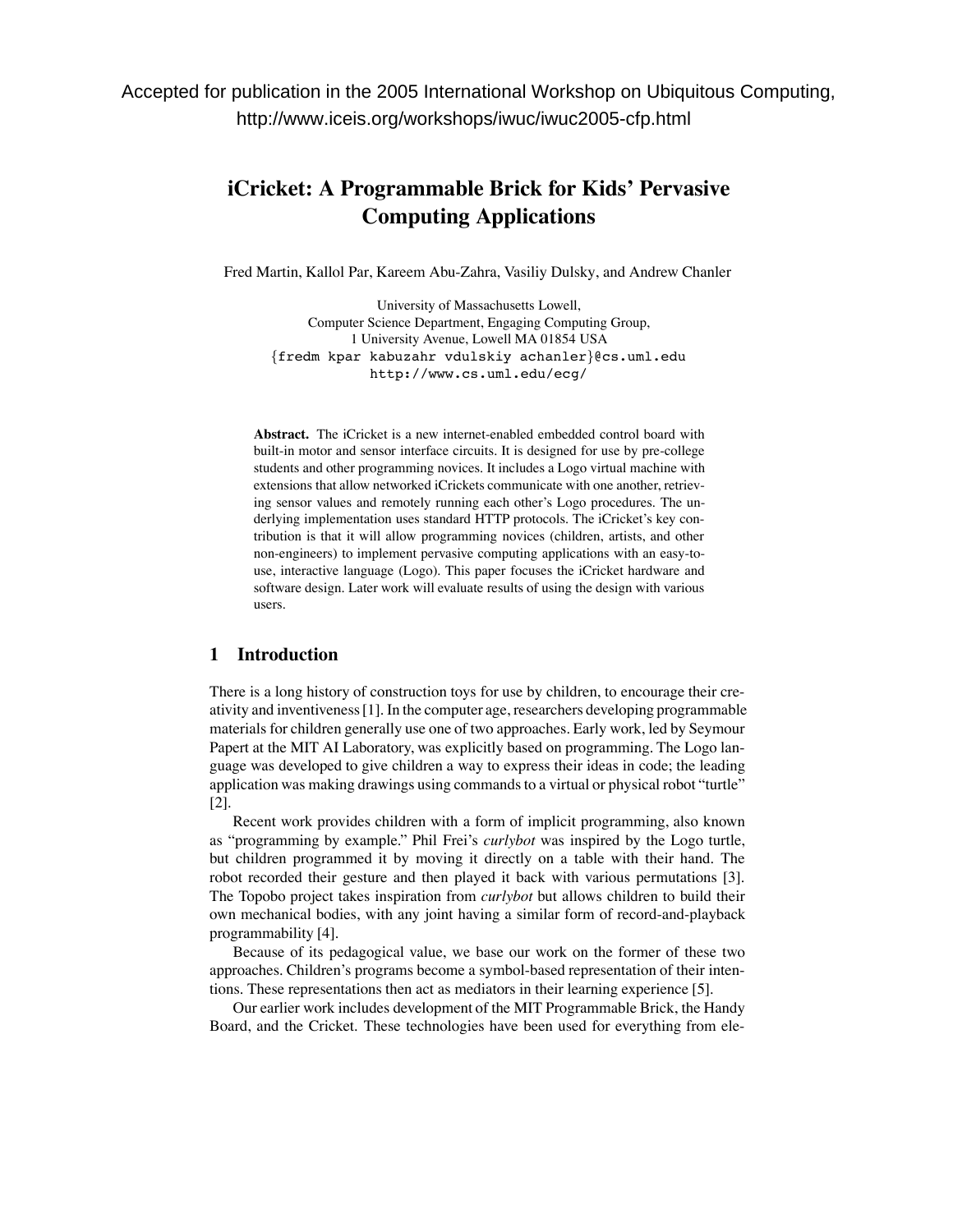Accepted for publication in the 2005 International Workshop on Ubiquitous Computing, http://www.iceis.org/workshops/iwuc/iwuc2005-cfp.html

# iCricket: A Programmable Brick for Kids' Pervasive Computing Applications

Fred Martin, Kallol Par, Kareem Abu-Zahra, Vasiliy Dulsky, and Andrew Chanler

University of Massachusetts Lowell,
Computer Science Department, Engaging Computing Group,
1 University Avenue, Lowell MA 01854 USA
{fredm kpar kabuzahr vdulskiy achanler}@cs.uml.edu
http://www.cs.uml.edu/ecg/

**Abstract.** The iCricket is a new internet-enabled embedded control board with built-in motor and sensor interface circuits. It is designed for use by pre-college students and other programming novices. It includes a Logo virtual machine with extensions that allow networked iCrickets communicate with one another, retrieving sensor values and remotely running each other's Logo procedures. The underlying implementation uses standard HTTP protocols. The iCricket's key contribution is that it will allow programming novices (children, artists, and other non-engineers) to implement pervasive computing applications with an easy-to-use, interactive language (Logo). This paper focuses the iCricket hardware and software design. Later work will evaluate results of using the design with various users.

## 1 Introduction

There is a long history of construction toys for use by children, to encourage their creativity and inventiveness [1]. In the computer age, researchers developing programmable materials for children generally use one of two approaches. Early work, led by Seymour Papert at the MIT AI Laboratory, was explicitly based on programming. The Logo language was developed to give children a way to express their ideas in code; the leading application was making drawings using commands to a virtual or physical robot "turtle" [2].

Recent work provides children with a form of implicit programming, also known as "programming by example." Phil Frei's *curlybot* was inspired by the Logo turtle, but children programmed it by moving it directly on a table with their hand. The robot recorded their gesture and then played it back with various permutations [3]. The Topobo project takes inspiration from *curlybot* but allows children to build their own mechanical bodies, with any joint having a similar form of record-and-playback programmability [4].

Because of its pedagogical value, we base our work on the former of these two approaches. Children's programs become a symbol-based representation of their intentions. These representations then act as mediators in their learning experience [5].

Our earlier work includes development of the MIT Programmable Brick, the Handy Board, and the Cricket. These technologies have been used for everything from ele-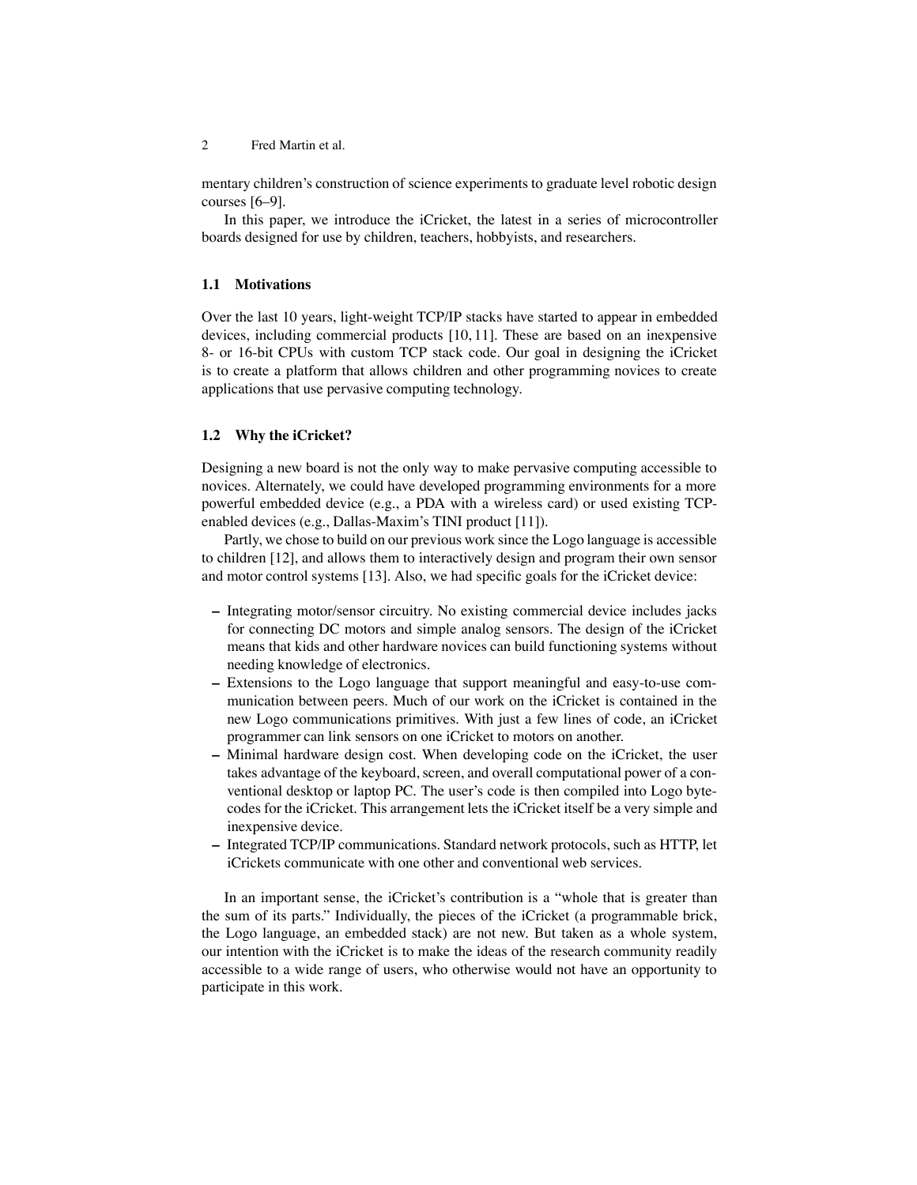mentary children's construction of science experiments to graduate level robotic design courses [6–9].

In this paper, we introduce the iCricket, the latest in a series of microcontroller boards designed for use by children, teachers, hobbyists, and researchers.

### 1.1 Motivations

Over the last 10 years, light-weight TCP/IP stacks have started to appear in embedded devices, including commercial products [10, 11]. These are based on an inexpensive 8- or 16-bit CPUs with custom TCP stack code. Our goal in designing the iCricket is to create a platform that allows children and other programming novices to create applications that use pervasive computing technology.

### 1.2 Why the iCricket?

Designing a new board is not the only way to make pervasive computing accessible to novices. Alternately, we could have developed programming environments for a more powerful embedded device (e.g., a PDA with a wireless card) or used existing TCP-enabled devices (e.g., Dallas-Maxim's TINI product [11]).

Partly, we chose to build on our previous work since the Logo language is accessible to children [12], and allows them to interactively design and program their own sensor and motor control systems [13]. Also, we had specific goals for the iCricket device:

- Integrating motor/sensor circuitry. No existing commercial device includes jacks for connecting DC motors and simple analog sensors. The design of the iCricket means that kids and other hardware novices can build functioning systems without needing knowledge of electronics.
- Extensions to the Logo language that support meaningful and easy-to-use communication between peers. Much of our work on the iCricket is contained in the new Logo communications primitives. With just a few lines of code, an iCricket programmer can link sensors on one iCricket to motors on another.
- Minimal hardware design cost. When developing code on the iCricket, the user takes advantage of the keyboard, screen, and overall computational power of a conventional desktop or laptop PC. The user's code is then compiled into Logo bytecodes for the iCricket. This arrangement lets the iCricket itself be a very simple and inexpensive device.
- Integrated TCP/IP communications. Standard network protocols, such as HTTP, let iCrickets communicate with one other and conventional web services.

In an important sense, the iCricket's contribution is a "whole that is greater than the sum of its parts." Individually, the pieces of the iCricket (a programmable brick, the Logo language, an embedded stack) are not new. But taken as a whole system, our intention with the iCricket is to make the ideas of the research community readily accessible to a wide range of users, who otherwise would not have an opportunity to participate in this work.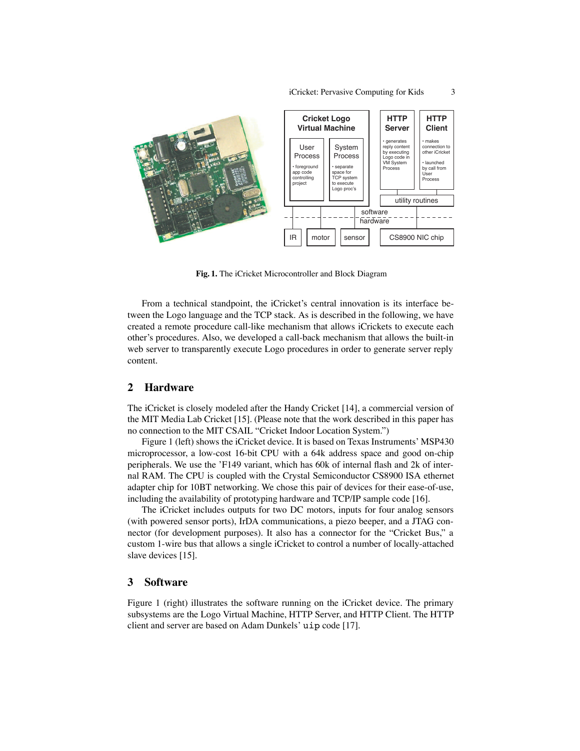**Fig. 1.** The iCricket Microcontroller and Block Diagram

From a technical standpoint, the iCricket's central innovation is its interface between the Logo language and the TCP stack. As is described in the following, we have created a remote procedure call-like mechanism that allows iCrickets to execute each other's procedures. Also, we developed a call-back mechanism that allows the built-in web server to transparently execute Logo procedures in order to generate server reply content.

## 2 Hardware

The iCricket is closely modeled after the Handy Cricket [14], a commercial version of the MIT Media Lab Cricket [15]. (Please note that the work described in this paper has no connection to the MIT CSAIL "Cricket Indoor Location System.")

Figure 1 (left) shows the iCricket device. It is based on Texas Instruments' MSP430 microprocessor, a low-cost 16-bit CPU with a 64k address space and good on-chip peripherals. We use the 'F149 variant, which has 60k of internal flash and 2k of internal RAM. The CPU is coupled with the Crystal Semiconductor CS8900 ISA ethernet adapter chip for 10BT networking. We chose this pair of devices for their ease-of-use, including the availability of prototyping hardware and TCP/IP sample code [16].

The iCricket includes outputs for two DC motors, inputs for four analog sensors (with powered sensor ports), IrDA communications, a piezo beeper, and a JTAG connector (for development purposes). It also has a connector for the "Cricket Bus," a custom 1-wire bus that allows a single iCricket to control a number of locally-attached slave devices [15].

## 3 Software

Figure 1 (right) illustrates the software running on the iCricket device. The primary subsystems are the Logo Virtual Machine, HTTP Server, and HTTP Client. The HTTP client and server are based on Adam Dunkels' `uip` code [17].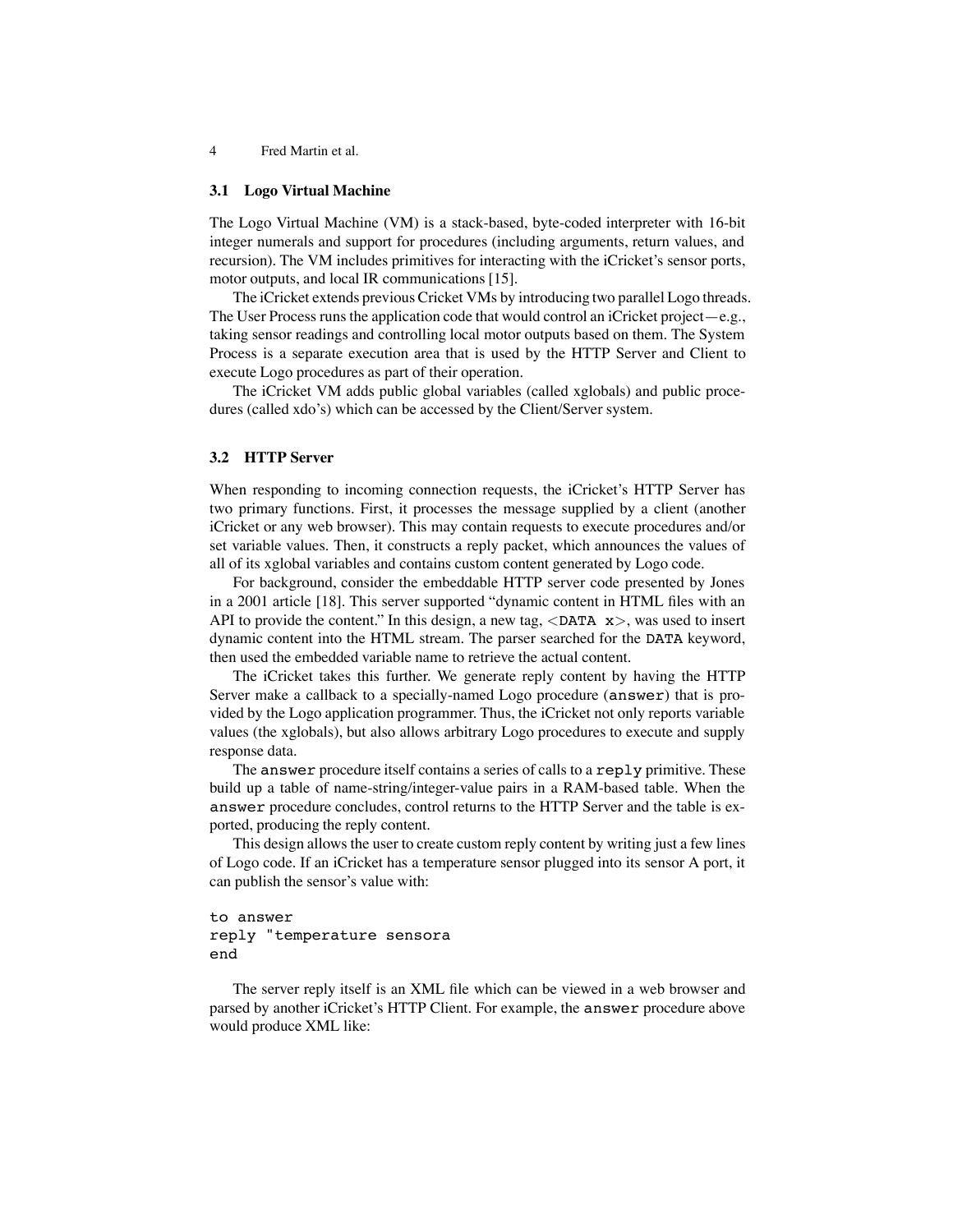### 3.1 Logo Virtual Machine

The Logo Virtual Machine (VM) is a stack-based, byte-coded interpreter with 16-bit integer numerals and support for procedures (including arguments, return values, and recursion). The VM includes primitives for interacting with the iCricket's sensor ports, motor outputs, and local IR communications [15].

The iCricket extends previous Cricket VMs by introducing two parallel Logo threads. The User Process runs the application code that would control an iCricket project—e.g., taking sensor readings and controlling local motor outputs based on them. The System Process is a separate execution area that is used by the HTTP Server and Client to execute Logo procedures as part of their operation.

The iCricket VM adds public global variables (called xglobals) and public procedures (called xdo's) which can be accessed by the Client/Server system.

### 3.2 HTTP Server

When responding to incoming connection requests, the iCricket's HTTP Server has two primary functions. First, it processes the message supplied by a client (another iCricket or any web browser). This may contain requests to execute procedures and/or set variable values. Then, it constructs a reply packet, which announces the values of all of its xglobal variables and contains custom content generated by Logo code.

For background, consider the embeddable HTTP server code presented by Jones in a 2001 article [18]. This server supported "dynamic content in HTML files with an API to provide the content." In this design, a new tag, <`DATA x`>, was used to insert dynamic content into the HTML stream. The parser searched for the `DATA` keyword, then used the embedded variable name to retrieve the actual content.

The iCricket takes this further. We generate reply content by having the HTTP Server make a callback to a specially-named Logo procedure (`answer`) that is provided by the Logo application programmer. Thus, the iCricket not only reports variable values (the xglobals), but also allows arbitrary Logo procedures to execute and supply response data.

The `answer` procedure itself contains a series of calls to a `reply` primitive. These build up a table of name-string/integer-value pairs in a RAM-based table. When the `answer` procedure concludes, control returns to the HTTP Server and the table is exported, producing the reply content.

This design allows the user to create custom reply content by writing just a few lines of Logo code. If an iCricket has a temperature sensor plugged into its sensor A port, it can publish the sensor's value with:

```
to answer
reply "temperature sensora
end
```

The server reply itself is an XML file which can be viewed in a web browser and parsed by another iCricket's HTTP Client. For example, the `answer` procedure above would produce XML like: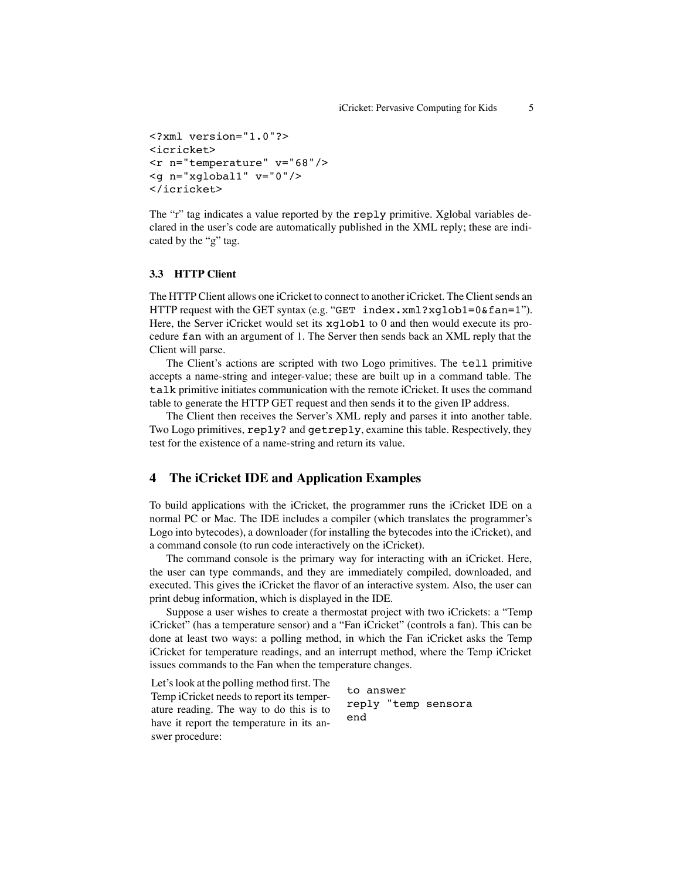```
<?xml version="1.0"?>
<icricket>
<r n="temperature" v="68"/>
<g n="xglobal1" v="0"/>
</icricket>
```

The "r" tag indicates a value reported by the `reply` primitive. Xglobal variables declared in the user's code are automatically published in the XML reply; these are indicated by the "g" tag.

### 3.3 HTTP Client

The HTTP Client allows one iCricket to connect to another iCricket. The Client sends an HTTP request with the GET syntax (e.g. "`GET index.xml?xglob1=0&fan=1`"). Here, the Server iCricket would set its `xglob1` to 0 and then would execute its procedure `fan` with an argument of 1. The Server then sends back an XML reply that the Client will parse.

The Client's actions are scripted with two Logo primitives. The `tell` primitive accepts a name-string and integer-value; these are built up in a command table. The `talk` primitive initiates communication with the remote iCricket. It uses the command table to generate the HTTP GET request and then sends it to the given IP address.

The Client then receives the Server's XML reply and parses it into another table. Two Logo primitives, `reply?` and `getreply`, examine this table. Respectively, they test for the existence of a name-string and return its value.

## 4 The iCricket IDE and Application Examples

To build applications with the iCricket, the programmer runs the iCricket IDE on a normal PC or Mac. The IDE includes a compiler (which translates the programmer's Logo into bytecodes), a downloader (for installing the bytecodes into the iCricket), and a command console (to run code interactively on the iCricket).

The command console is the primary way for interacting with an iCricket. Here, the user can type commands, and they are immediately compiled, downloaded, and executed. This gives the iCricket the flavor of an interactive system. Also, the user can print debug information, which is displayed in the IDE.

Suppose a user wishes to create a thermostat project with two iCrickets: a "Temp iCricket" (has a temperature sensor) and a "Fan iCricket" (controls a fan). This can be done at least two ways: a polling method, in which the Fan iCricket asks the Temp iCricket for temperature readings, and an interrupt method, where the Temp iCricket issues commands to the Fan when the temperature changes.

Let's look at the polling method first. The Temp iCricket needs to report its temperature reading. The way to do this is to have it report the temperature in its answer procedure:

```
to answer
reply "temp sensora
end
```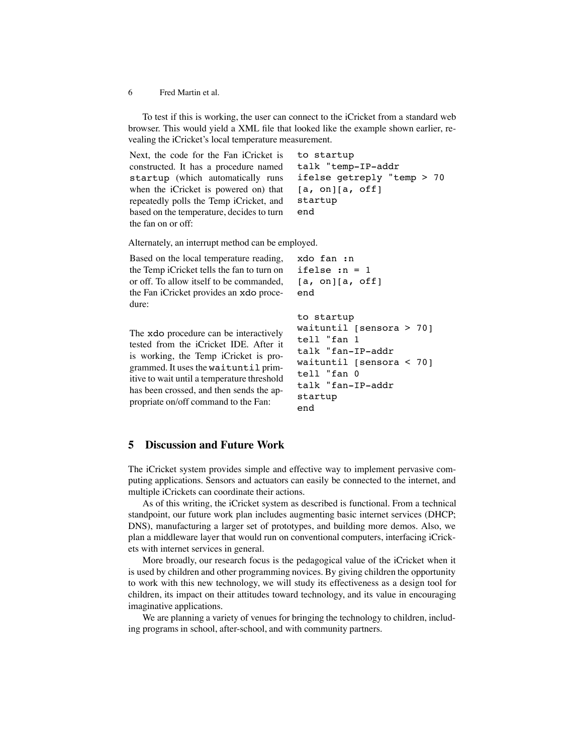To test if this is working, the user can connect to the iCricket from a standard web browser. This would yield a XML file that looked like the example shown earlier, revealing the iCricket's local temperature measurement.

Next, the code for the Fan iCricket is constructed. It has a procedure named `startup` (which automatically runs when the iCricket is powered on) that repeatedly polls the Temp iCricket, and based on the temperature, decides to turn the fan on or off:

```
to startup
talk "temp-IP-addr
ifelse getreply "temp > 70
[a, on][a, off]
startup
end
```

Alternately, an interrupt method can be employed.

Based on the local temperature reading, the Temp iCricket tells the fan to turn on or off. To allow itself to be commanded, the Fan iCricket provides an `xdo` procedure:

```
xdo fan :n
ifelse :n = 1
[a, on][a, off]
end
```

The `xdo` procedure can be interactively tested from the iCricket IDE. After it is working, the Temp iCricket is programmed. It uses the `waituntil` primitive to wait until a temperature threshold has been crossed, and then sends the appropriate on/off command to the Fan:

```
to startup
waituntil [sensora > 70]
tell "fan 1
talk "fan-IP-addr
waituntil [sensora < 70]
tell "fan 0
talk "fan-IP-addr
startup
end
```

## 5 Discussion and Future Work

The iCricket system provides simple and effective way to implement pervasive computing applications. Sensors and actuators can easily be connected to the internet, and multiple iCrickets can coordinate their actions.

As of this writing, the iCricket system as described is functional. From a technical standpoint, our future work plan includes augmenting basic internet services (DHCP; DNS), manufacturing a larger set of prototypes, and building more demos. Also, we plan a middleware layer that would run on conventional computers, interfacing iCrickets with internet services in general.

More broadly, our research focus is the pedagogical value of the iCricket when it is used by children and other programming novices. By giving children the opportunity to work with this new technology, we will study its effectiveness as a design tool for children, its impact on their attitudes toward technology, and its value in encouraging imaginative applications.

We are planning a variety of venues for bringing the technology to children, including programs in school, after-school, and with community partners.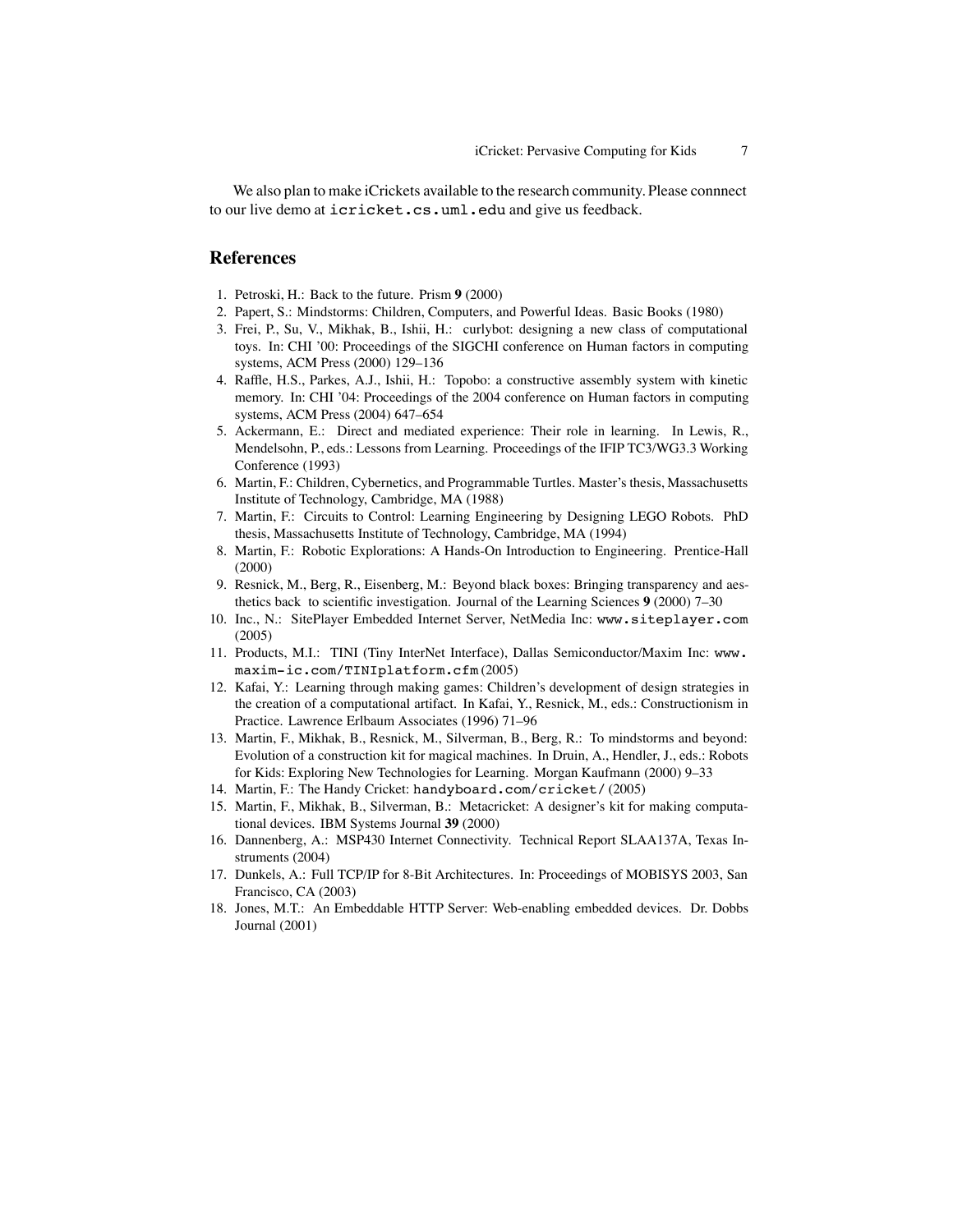We also plan to make iCrickets available to the research community. Please connnect to our live demo at `icricket.cs.uml.edu` and give us feedback.

## References

1. Petroski, H.: Back to the future. Prism **9** (2000)
2. Papert, S.: Mindstorms: Children, Computers, and Powerful Ideas. Basic Books (1980)
3. Frei, P., Su, V., Mikhak, B., Ishii, H.: curlybot: designing a new class of computational toys. In: CHI '00: Proceedings of the SIGCHI conference on Human factors in computing systems, ACM Press (2000) 129–136
4. Raffle, H.S., Parkes, A.J., Ishii, H.: Topobo: a constructive assembly system with kinetic memory. In: CHI '04: Proceedings of the 2004 conference on Human factors in computing systems, ACM Press (2004) 647–654
5. Ackermann, E.: Direct and mediated experience: Their role in learning. In Lewis, R., Mendelsohn, P., eds.: Lessons from Learning. Proceedings of the IFIP TC3/WG3.3 Working Conference (1993)
6. Martin, F.: Children, Cybernetics, and Programmable Turtles. Master's thesis, Massachusetts Institute of Technology, Cambridge, MA (1988)
7. Martin, F.: Circuits to Control: Learning Engineering by Designing LEGO Robots. PhD thesis, Massachusetts Institute of Technology, Cambridge, MA (1994)
8. Martin, F.: Robotic Explorations: A Hands-On Introduction to Engineering. Prentice-Hall (2000)
9. Resnick, M., Berg, R., Eisenberg, M.: Beyond black boxes: Bringing transparency and aesthetics back to scientific investigation. Journal of the Learning Sciences **9** (2000) 7–30
10. Inc., N.: SitePlayer Embedded Internet Server, NetMedia Inc: `www.siteplayer.com` (2005)
11. Products, M.I.: TINI (Tiny InterNet Interface), Dallas Semiconductor/Maxim Inc: `www.maxim-ic.com/TINIplatform.cfm` (2005)
12. Kafai, Y.: Learning through making games: Children's development of design strategies in the creation of a computational artifact. In Kafai, Y., Resnick, M., eds.: Constructionism in Practice. Lawrence Erlbaum Associates (1996) 71–96
13. Martin, F., Mikhak, B., Resnick, M., Silverman, B., Berg, R.: To mindstorms and beyond: Evolution of a construction kit for magical machines. In Druin, A., Hendler, J., eds.: Robots for Kids: Exploring New Technologies for Learning. Morgan Kaufmann (2000) 9–33
14. Martin, F.: The Handy Cricket: `handyboard.com/cricket/` (2005)
15. Martin, F., Mikhak, B., Silverman, B.: Metacricket: A designer's kit for making computational devices. IBM Systems Journal **39** (2000)
16. Dannenberg, A.: MSP430 Internet Connectivity. Technical Report SLAA137A, Texas Instruments (2004)
17. Dunkels, A.: Full TCP/IP for 8-Bit Architectures. In: Proceedings of MOBISYS 2003, San Francisco, CA (2003)
18. Jones, M.T.: An Embeddable HTTP Server: Web-enabling embedded devices. Dr. Dobbs Journal (2001)